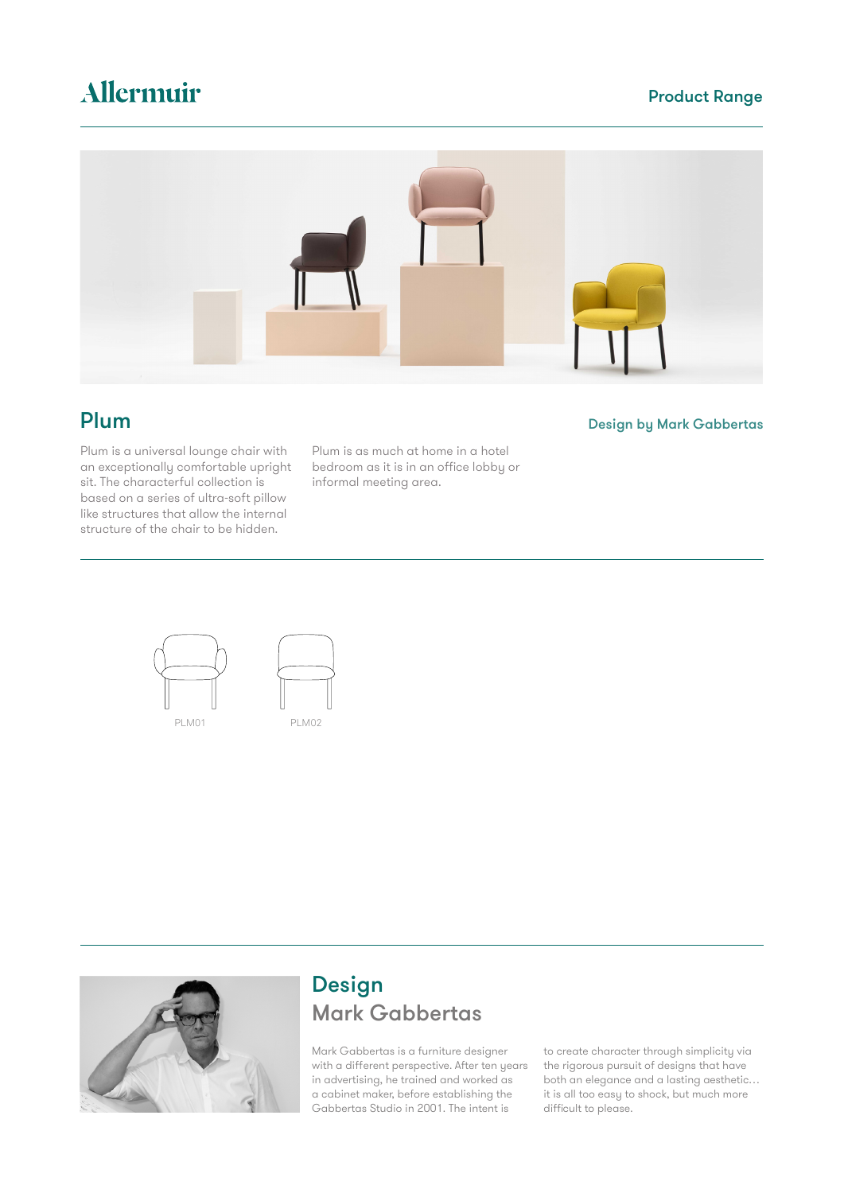Allermuir

Product Range

## Plum

Design by Mark Gabbertas

Plum is a universal lounge chair with an exceptionally comfortable upright sit. The characterful collection is based on a series of ultra-soft pillow like structures that allow the internal structure of the chair to be hidden.

Plum is as much at home in a hotel bedroom as it is in an office lobby or informal meeting area.

PLM01

PLM02

## Design
## Mark Gabbertas

Mark Gabbertas is a furniture designer with a different perspective. After ten years in advertising, he trained and worked as a cabinet maker, before establishing the Gabbertas Studio in 2001. The intent is to create character through simplicity via the rigorous pursuit of designs that have both an elegance and a lasting aesthetic… it is all too easy to shock, but much more difficult to please.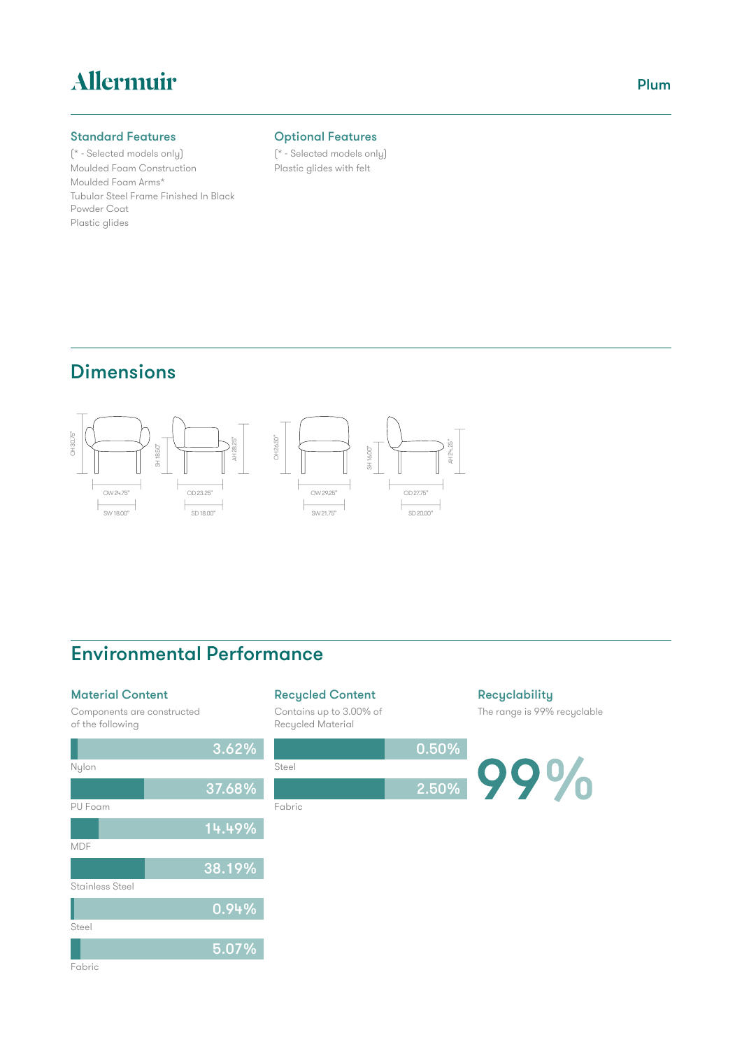# Allermuir

Plum

### Standard Features

(* - Selected models only)
Moulded Foam Construction
Moulded Foam Arms*
Tubular Steel Frame Finished In Black Powder Coat
Plastic glides

### Optional Features

(* - Selected models only)
Plastic glides with felt

## Dimensions

OH 30.75" SH 18.50" AH 23.25" OW 24.75" OD 23.25" SW 18.00" SD 18.00"

OH 26.50" SH 16.00" AH 24.25" OW 29.25" OD 27.75" SW 21.75" SD 20.00"

## Environmental Performance

### Material Content

Components are constructed of the following

| Material | % |
|---|---|
| Nylon | 3.62% |
| PU Foam | 37.68% |
| MDF | 14.49% |
| Stainless Steel | 38.19% |
| Steel | 0.94% |
| Fabric | 5.07% |

### Recycled Content

Contains up to 3.00% of Recycled Material

| Material | % |
|---|---|
| Steel | 0.50% |
| Fabric | 2.50% |

### Recyclability

The range is 99% recyclable

99%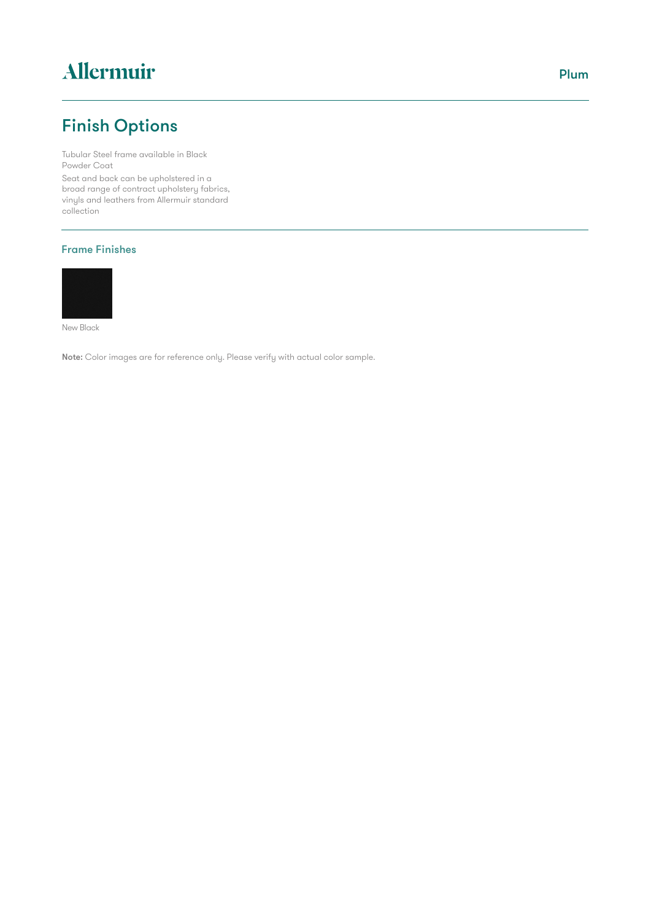# Finish Options

Tubular Steel frame available in Black Powder Coat

Seat and back can be upholstered in a broad range of contract upholstery fabrics, vinyls and leathers from Allermuir standard collection

## Frame Finishes

New Black

**Note:** Color images are for reference only. Please verify with actual color sample.